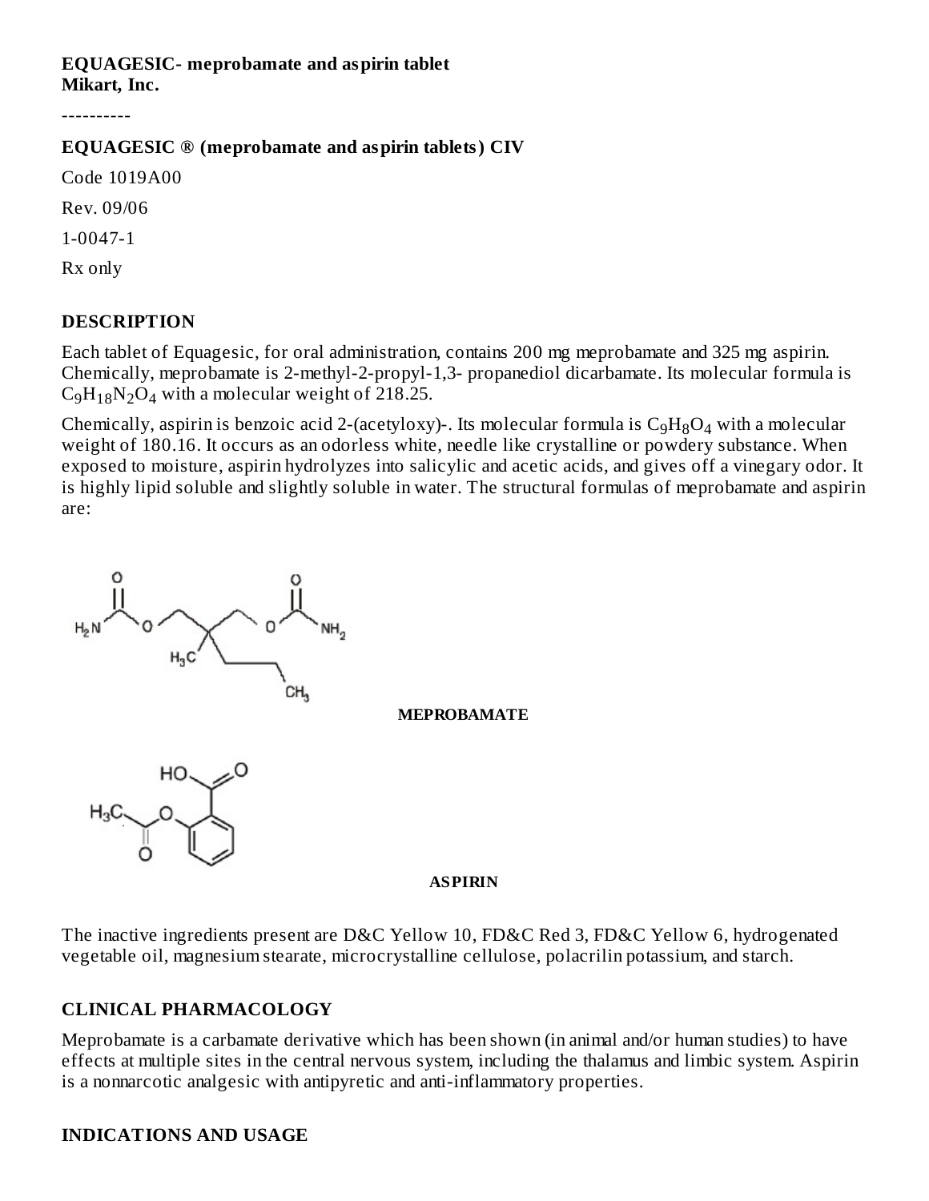**EQUAGESIC- meprobamate and aspirin tablet**
**Mikart, Inc.**

----------

**EQUAGESIC ® (meprobamate and aspirin tablets) CIV**

Code 1019A00

Rev. 09/06

1-0047-1

Rx only

## DESCRIPTION

Each tablet of Equagesic, for oral administration, contains 200 mg meprobamate and 325 mg aspirin. Chemically, meprobamate is 2-methyl-2-propyl-1,3- propanediol dicarbamate. Its molecular formula is $C_9H_{18}N_2O_4$ with a molecular weight of 218.25.

Chemically, aspirin is benzoic acid 2-(acetyloxy)-. Its molecular formula is $C_9H_8O_4$ with a molecular weight of 180.16. It occurs as an odorless white, needle like crystalline or powdery substance. When exposed to moisture, aspirin hydrolyzes into salicylic and acetic acids, and gives off a vinegary odor. It is highly lipid soluble and slightly soluble in water. The structural formulas of meprobamate and aspirin are:

**MEPROBAMATE**

**ASPIRIN**

The inactive ingredients present are D&C Yellow 10, FD&C Red 3, FD&C Yellow 6, hydrogenated vegetable oil, magnesium stearate, microcrystalline cellulose, polacrilin potassium, and starch.

## CLINICAL PHARMACOLOGY

Meprobamate is a carbamate derivative which has been shown (in animal and/or human studies) to have effects at multiple sites in the central nervous system, including the thalamus and limbic system. Aspirin is a nonnarcotic analgesic with antipyretic and anti-inflammatory properties.

## INDICATIONS AND USAGE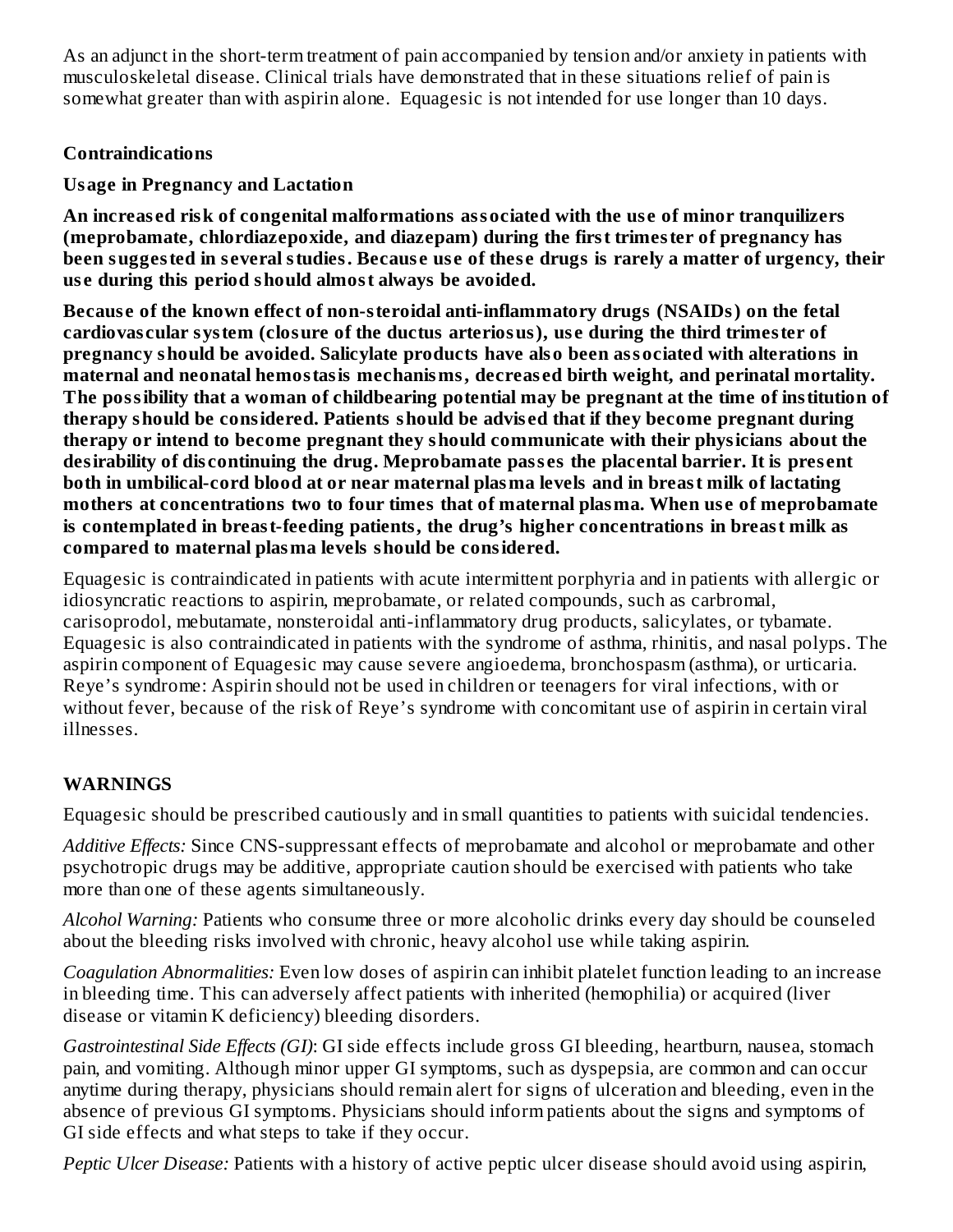As an adjunct in the short-term treatment of pain accompanied by tension and/or anxiety in patients with musculoskeletal disease. Clinical trials have demonstrated that in these situations relief of pain is somewhat greater than with aspirin alone. Equagesic is not intended for use longer than 10 days.

## Contraindications

**Usage in Pregnancy and Lactation**

**An increased risk of congenital malformations associated with the use of minor tranquilizers (meprobamate, chlordiazepoxide, and diazepam) during the first trimester of pregnancy has been suggested in several studies. Because use of these drugs is rarely a matter of urgency, their use during this period should almost always be avoided.**

**Because of the known effect of non-steroidal anti-inflammatory drugs (NSAIDs) on the fetal cardiovascular system (closure of the ductus arteriosus), use during the third trimester of pregnancy should be avoided. Salicylate products have also been associated with alterations in maternal and neonatal hemostasis mechanisms, decreased birth weight, and perinatal mortality. The possibility that a woman of childbearing potential may be pregnant at the time of institution of therapy should be considered. Patients should be advised that if they become pregnant during therapy or intend to become pregnant they should communicate with their physicians about the desirability of discontinuing the drug. Meprobamate passes the placental barrier. It is present both in umbilical-cord blood at or near maternal plasma levels and in breast milk of lactating mothers at concentrations two to four times that of maternal plasma. When use of meprobamate is contemplated in breast-feeding patients, the drug's higher concentrations in breast milk as compared to maternal plasma levels should be considered.**

Equagesic is contraindicated in patients with acute intermittent porphyria and in patients with allergic or idiosyncratic reactions to aspirin, meprobamate, or related compounds, such as carbromal, carisoprodol, mebutamate, nonsteroidal anti-inflammatory drug products, salicylates, or tybamate. Equagesic is also contraindicated in patients with the syndrome of asthma, rhinitis, and nasal polyps. The aspirin component of Equagesic may cause severe angioedema, bronchospasm (asthma), or urticaria. Reye's syndrome: Aspirin should not be used in children or teenagers for viral infections, with or without fever, because of the risk of Reye's syndrome with concomitant use of aspirin in certain viral illnesses.

## WARNINGS

Equagesic should be prescribed cautiously and in small quantities to patients with suicidal tendencies.

*Additive Effects:* Since CNS-suppressant effects of meprobamate and alcohol or meprobamate and other psychotropic drugs may be additive, appropriate caution should be exercised with patients who take more than one of these agents simultaneously.

*Alcohol Warning:* Patients who consume three or more alcoholic drinks every day should be counseled about the bleeding risks involved with chronic, heavy alcohol use while taking aspirin.

*Coagulation Abnormalities:* Even low doses of aspirin can inhibit platelet function leading to an increase in bleeding time. This can adversely affect patients with inherited (hemophilia) or acquired (liver disease or vitamin K deficiency) bleeding disorders.

*Gastrointestinal Side Effects (GI)*: GI side effects include gross GI bleeding, heartburn, nausea, stomach pain, and vomiting. Although minor upper GI symptoms, such as dyspepsia, are common and can occur anytime during therapy, physicians should remain alert for signs of ulceration and bleeding, even in the absence of previous GI symptoms. Physicians should inform patients about the signs and symptoms of GI side effects and what steps to take if they occur.

*Peptic Ulcer Disease:* Patients with a history of active peptic ulcer disease should avoid using aspirin,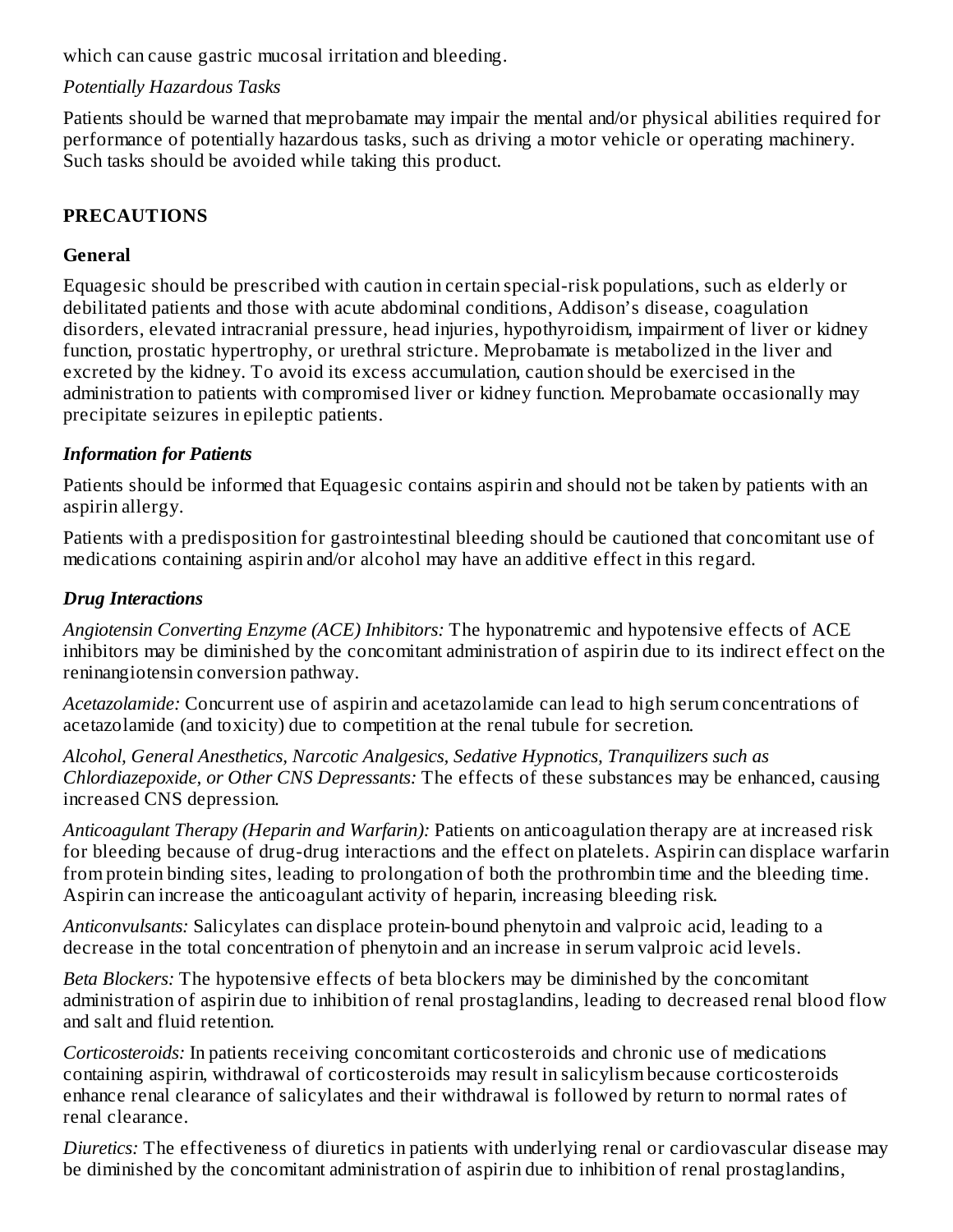which can cause gastric mucosal irritation and bleeding.

*Potentially Hazardous Tasks*

Patients should be warned that meprobamate may impair the mental and/or physical abilities required for performance of potentially hazardous tasks, such as driving a motor vehicle or operating machinery. Such tasks should be avoided while taking this product.

## PRECAUTIONS

### General

Equagesic should be prescribed with caution in certain special-risk populations, such as elderly or debilitated patients and those with acute abdominal conditions, Addison's disease, coagulation disorders, elevated intracranial pressure, head injuries, hypothyroidism, impairment of liver or kidney function, prostatic hypertrophy, or urethral stricture. Meprobamate is metabolized in the liver and excreted by the kidney. To avoid its excess accumulation, caution should be exercised in the administration to patients with compromised liver or kidney function. Meprobamate occasionally may precipitate seizures in epileptic patients.

### *Information for Patients*

Patients should be informed that Equagesic contains aspirin and should not be taken by patients with an aspirin allergy.

Patients with a predisposition for gastrointestinal bleeding should be cautioned that concomitant use of medications containing aspirin and/or alcohol may have an additive effect in this regard.

### *Drug Interactions*

*Angiotensin Converting Enzyme (ACE) Inhibitors:* The hyponatremic and hypotensive effects of ACE inhibitors may be diminished by the concomitant administration of aspirin due to its indirect effect on the reninangiotensin conversion pathway.

*Acetazolamide:* Concurrent use of aspirin and acetazolamide can lead to high serum concentrations of acetazolamide (and toxicity) due to competition at the renal tubule for secretion.

*Alcohol, General Anesthetics, Narcotic Analgesics, Sedative Hypnotics, Tranquilizers such as Chlordiazepoxide, or Other CNS Depressants:* The effects of these substances may be enhanced, causing increased CNS depression.

*Anticoagulant Therapy (Heparin and Warfarin):* Patients on anticoagulation therapy are at increased risk for bleeding because of drug-drug interactions and the effect on platelets. Aspirin can displace warfarin from protein binding sites, leading to prolongation of both the prothrombin time and the bleeding time. Aspirin can increase the anticoagulant activity of heparin, increasing bleeding risk.

*Anticonvulsants:* Salicylates can displace protein-bound phenytoin and valproic acid, leading to a decrease in the total concentration of phenytoin and an increase in serum valproic acid levels.

*Beta Blockers:* The hypotensive effects of beta blockers may be diminished by the concomitant administration of aspirin due to inhibition of renal prostaglandins, leading to decreased renal blood flow and salt and fluid retention.

*Corticosteroids:* In patients receiving concomitant corticosteroids and chronic use of medications containing aspirin, withdrawal of corticosteroids may result in salicylism because corticosteroids enhance renal clearance of salicylates and their withdrawal is followed by return to normal rates of renal clearance.

*Diuretics:* The effectiveness of diuretics in patients with underlying renal or cardiovascular disease may be diminished by the concomitant administration of aspirin due to inhibition of renal prostaglandins,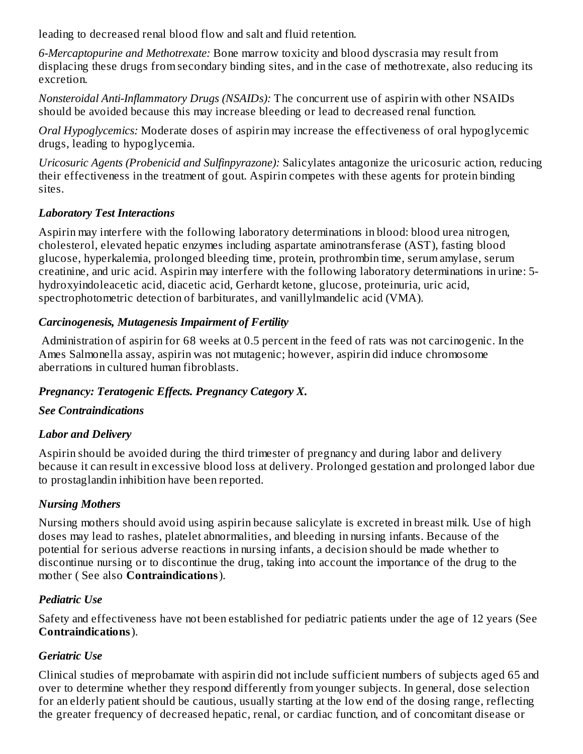leading to decreased renal blood flow and salt and fluid retention.

*6-Mercaptopurine and Methotrexate:* Bone marrow toxicity and blood dyscrasia may result from displacing these drugs from secondary binding sites, and in the case of methotrexate, also reducing its excretion.

*Nonsteroidal Anti-Inflammatory Drugs (NSAIDs):* The concurrent use of aspirin with other NSAIDs should be avoided because this may increase bleeding or lead to decreased renal function.

*Oral Hypoglycemics:* Moderate doses of aspirin may increase the effectiveness of oral hypoglycemic drugs, leading to hypoglycemia.

*Uricosuric Agents (Probenicid and Sulfinpyrazone):* Salicylates antagonize the uricosuric action, reducing their effectiveness in the treatment of gout. Aspirin competes with these agents for protein binding sites.

### *Laboratory Test Interactions*

Aspirin may interfere with the following laboratory determinations in blood: blood urea nitrogen, cholesterol, elevated hepatic enzymes including aspartate aminotransferase (AST), fasting blood glucose, hyperkalemia, prolonged bleeding time, protein, prothrombin time, serum amylase, serum creatinine, and uric acid. Aspirin may interfere with the following laboratory determinations in urine: 5-hydroxyindoleacetic acid, diacetic acid, Gerhardt ketone, glucose, proteinuria, uric acid, spectrophotometric detection of barbiturates, and vanillylmandelic acid (VMA).

### *Carcinogenesis, Mutagenesis Impairment of Fertility*

Administration of aspirin for 68 weeks at 0.5 percent in the feed of rats was not carcinogenic. In the Ames Salmonella assay, aspirin was not mutagenic; however, aspirin did induce chromosome aberrations in cultured human fibroblasts.

### *Pregnancy: Teratogenic Effects. Pregnancy Category X.*

***See Contraindications***

### *Labor and Delivery*

Aspirin should be avoided during the third trimester of pregnancy and during labor and delivery because it can result in excessive blood loss at delivery. Prolonged gestation and prolonged labor due to prostaglandin inhibition have been reported.

### *Nursing Mothers*

Nursing mothers should avoid using aspirin because salicylate is excreted in breast milk. Use of high doses may lead to rashes, platelet abnormalities, and bleeding in nursing infants. Because of the potential for serious adverse reactions in nursing infants, a decision should be made whether to discontinue nursing or to discontinue the drug, taking into account the importance of the drug to the mother ( See also **Contraindications**).

### *Pediatric Use*

Safety and effectiveness have not been established for pediatric patients under the age of 12 years (See **Contraindications**).

### *Geriatric Use*

Clinical studies of meprobamate with aspirin did not include sufficient numbers of subjects aged 65 and over to determine whether they respond differently from younger subjects. In general, dose selection for an elderly patient should be cautious, usually starting at the low end of the dosing range, reflecting the greater frequency of decreased hepatic, renal, or cardiac function, and of concomitant disease or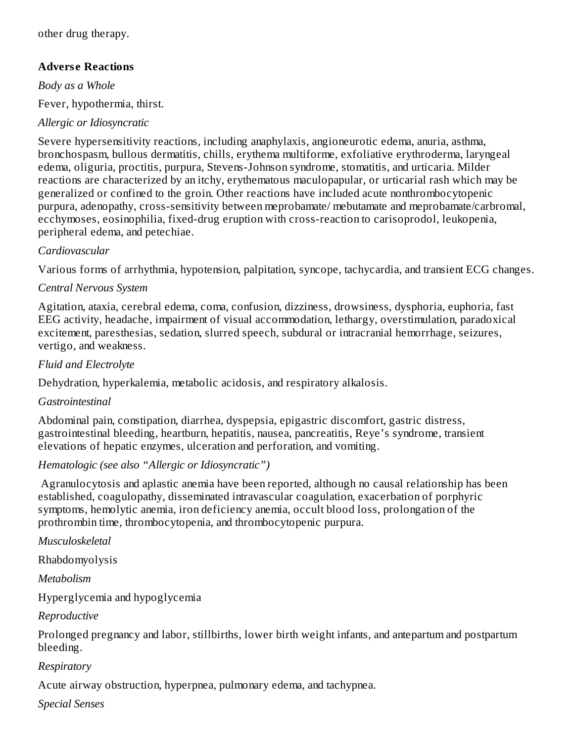other drug therapy.

### Adverse Reactions

*Body as a Whole*

Fever, hypothermia, thirst.

*Allergic or Idiosyncratic*

Severe hypersensitivity reactions, including anaphylaxis, angioneurotic edema, anuria, asthma, bronchospasm, bullous dermatitis, chills, erythema multiforme, exfoliative erythroderma, laryngeal edema, oliguria, proctitis, purpura, Stevens-Johnson syndrome, stomatitis, and urticaria. Milder reactions are characterized by an itchy, erythematous maculopapular, or urticarial rash which may be generalized or confined to the groin. Other reactions have included acute nonthrombocytopenic purpura, adenopathy, cross-sensitivity between meprobamate/ mebutamate and meprobamate/carbromal, ecchymoses, eosinophilia, fixed-drug eruption with cross-reaction to carisoprodol, leukopenia, peripheral edema, and petechiae.

*Cardiovascular*

Various forms of arrhythmia, hypotension, palpitation, syncope, tachycardia, and transient ECG changes.

*Central Nervous System*

Agitation, ataxia, cerebral edema, coma, confusion, dizziness, drowsiness, dysphoria, euphoria, fast EEG activity, headache, impairment of visual accommodation, lethargy, overstimulation, paradoxical excitement, paresthesias, sedation, slurred speech, subdural or intracranial hemorrhage, seizures, vertigo, and weakness.

*Fluid and Electrolyte*

Dehydration, hyperkalemia, metabolic acidosis, and respiratory alkalosis.

*Gastrointestinal*

Abdominal pain, constipation, diarrhea, dyspepsia, epigastric discomfort, gastric distress, gastrointestinal bleeding, heartburn, hepatitis, nausea, pancreatitis, Reye's syndrome, transient elevations of hepatic enzymes, ulceration and perforation, and vomiting.

*Hematologic (see also "Allergic or Idiosyncratic")*

Agranulocytosis and aplastic anemia have been reported, although no causal relationship has been established, coagulopathy, disseminated intravascular coagulation, exacerbation of porphyric symptoms, hemolytic anemia, iron deficiency anemia, occult blood loss, prolongation of the prothrombin time, thrombocytopenia, and thrombocytopenic purpura.

*Musculoskeletal*

Rhabdomyolysis

*Metabolism*

Hyperglycemia and hypoglycemia

*Reproductive*

Prolonged pregnancy and labor, stillbirths, lower birth weight infants, and antepartum and postpartum bleeding.

*Respiratory*

Acute airway obstruction, hyperpnea, pulmonary edema, and tachypnea.

*Special Senses*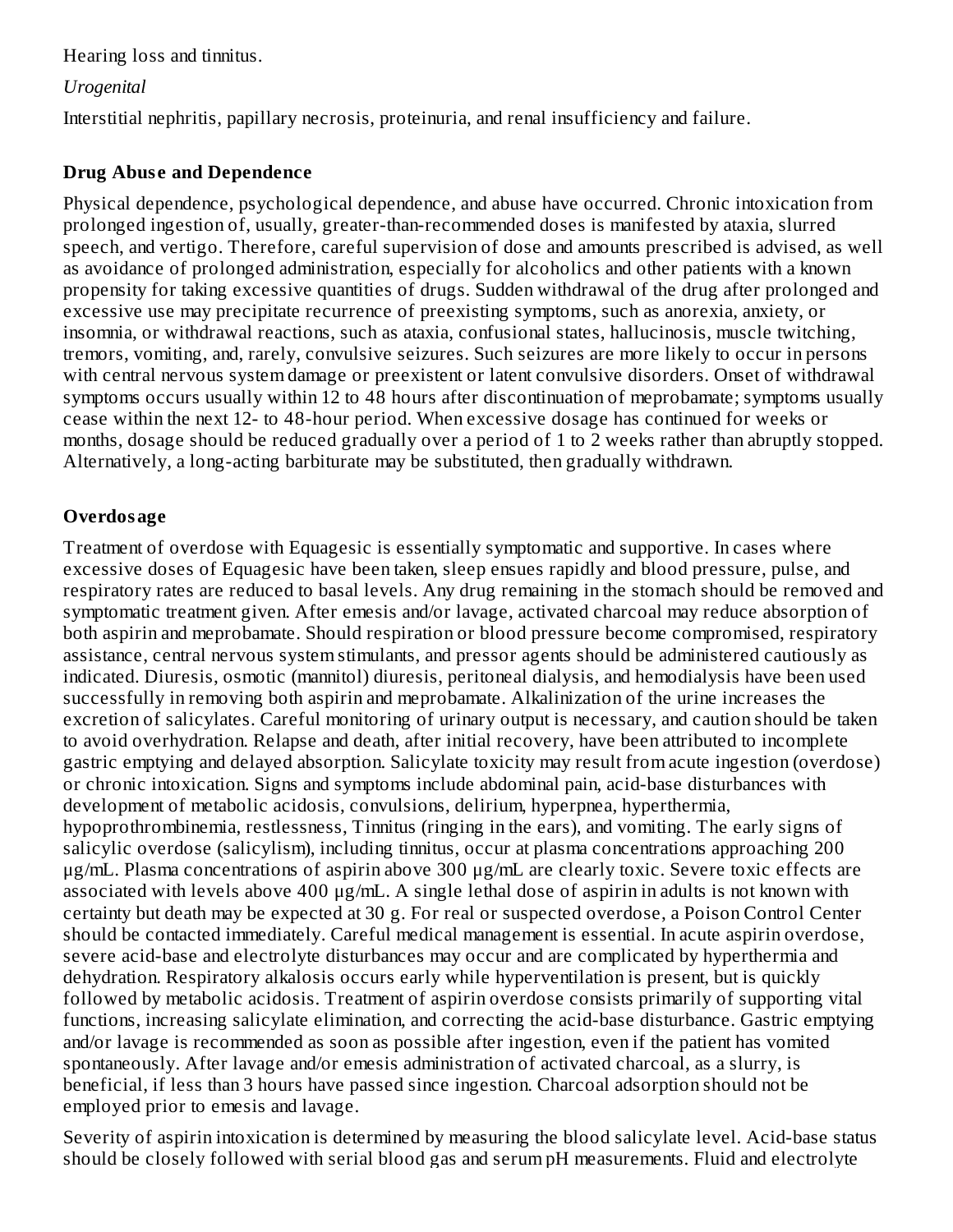Hearing loss and tinnitus.

*Urogenital*

Interstitial nephritis, papillary necrosis, proteinuria, and renal insufficiency and failure.

## Drug Abuse and Dependence

Physical dependence, psychological dependence, and abuse have occurred. Chronic intoxication from prolonged ingestion of, usually, greater-than-recommended doses is manifested by ataxia, slurred speech, and vertigo. Therefore, careful supervision of dose and amounts prescribed is advised, as well as avoidance of prolonged administration, especially for alcoholics and other patients with a known propensity for taking excessive quantities of drugs. Sudden withdrawal of the drug after prolonged and excessive use may precipitate recurrence of preexisting symptoms, such as anorexia, anxiety, or insomnia, or withdrawal reactions, such as ataxia, confusional states, hallucinosis, muscle twitching, tremors, vomiting, and, rarely, convulsive seizures. Such seizures are more likely to occur in persons with central nervous system damage or preexistent or latent convulsive disorders. Onset of withdrawal symptoms occurs usually within 12 to 48 hours after discontinuation of meprobamate; symptoms usually cease within the next 12- to 48-hour period. When excessive dosage has continued for weeks or months, dosage should be reduced gradually over a period of 1 to 2 weeks rather than abruptly stopped. Alternatively, a long-acting barbiturate may be substituted, then gradually withdrawn.

## Overdosage

Treatment of overdose with Equagesic is essentially symptomatic and supportive. In cases where excessive doses of Equagesic have been taken, sleep ensues rapidly and blood pressure, pulse, and respiratory rates are reduced to basal levels. Any drug remaining in the stomach should be removed and symptomatic treatment given. After emesis and/or lavage, activated charcoal may reduce absorption of both aspirin and meprobamate. Should respiration or blood pressure become compromised, respiratory assistance, central nervous system stimulants, and pressor agents should be administered cautiously as indicated. Diuresis, osmotic (mannitol) diuresis, peritoneal dialysis, and hemodialysis have been used successfully in removing both aspirin and meprobamate. Alkalinization of the urine increases the excretion of salicylates. Careful monitoring of urinary output is necessary, and caution should be taken to avoid overhydration. Relapse and death, after initial recovery, have been attributed to incomplete gastric emptying and delayed absorption. Salicylate toxicity may result from acute ingestion (overdose) or chronic intoxication. Signs and symptoms include abdominal pain, acid-base disturbances with development of metabolic acidosis, convulsions, delirium, hyperpnea, hyperthermia, hypoprothrombinemia, restlessness, Tinnitus (ringing in the ears), and vomiting. The early signs of salicylic overdose (salicylism), including tinnitus, occur at plasma concentrations approaching 200 µg/mL. Plasma concentrations of aspirin above 300 µg/mL are clearly toxic. Severe toxic effects are associated with levels above 400 µg/mL. A single lethal dose of aspirin in adults is not known with certainty but death may be expected at 30 g. For real or suspected overdose, a Poison Control Center should be contacted immediately. Careful medical management is essential. In acute aspirin overdose, severe acid-base and electrolyte disturbances may occur and are complicated by hyperthermia and dehydration. Respiratory alkalosis occurs early while hyperventilation is present, but is quickly followed by metabolic acidosis. Treatment of aspirin overdose consists primarily of supporting vital functions, increasing salicylate elimination, and correcting the acid-base disturbance. Gastric emptying and/or lavage is recommended as soon as possible after ingestion, even if the patient has vomited spontaneously. After lavage and/or emesis administration of activated charcoal, as a slurry, is beneficial, if less than 3 hours have passed since ingestion. Charcoal adsorption should not be employed prior to emesis and lavage.

Severity of aspirin intoxication is determined by measuring the blood salicylate level. Acid-base status should be closely followed with serial blood gas and serum pH measurements. Fluid and electrolyte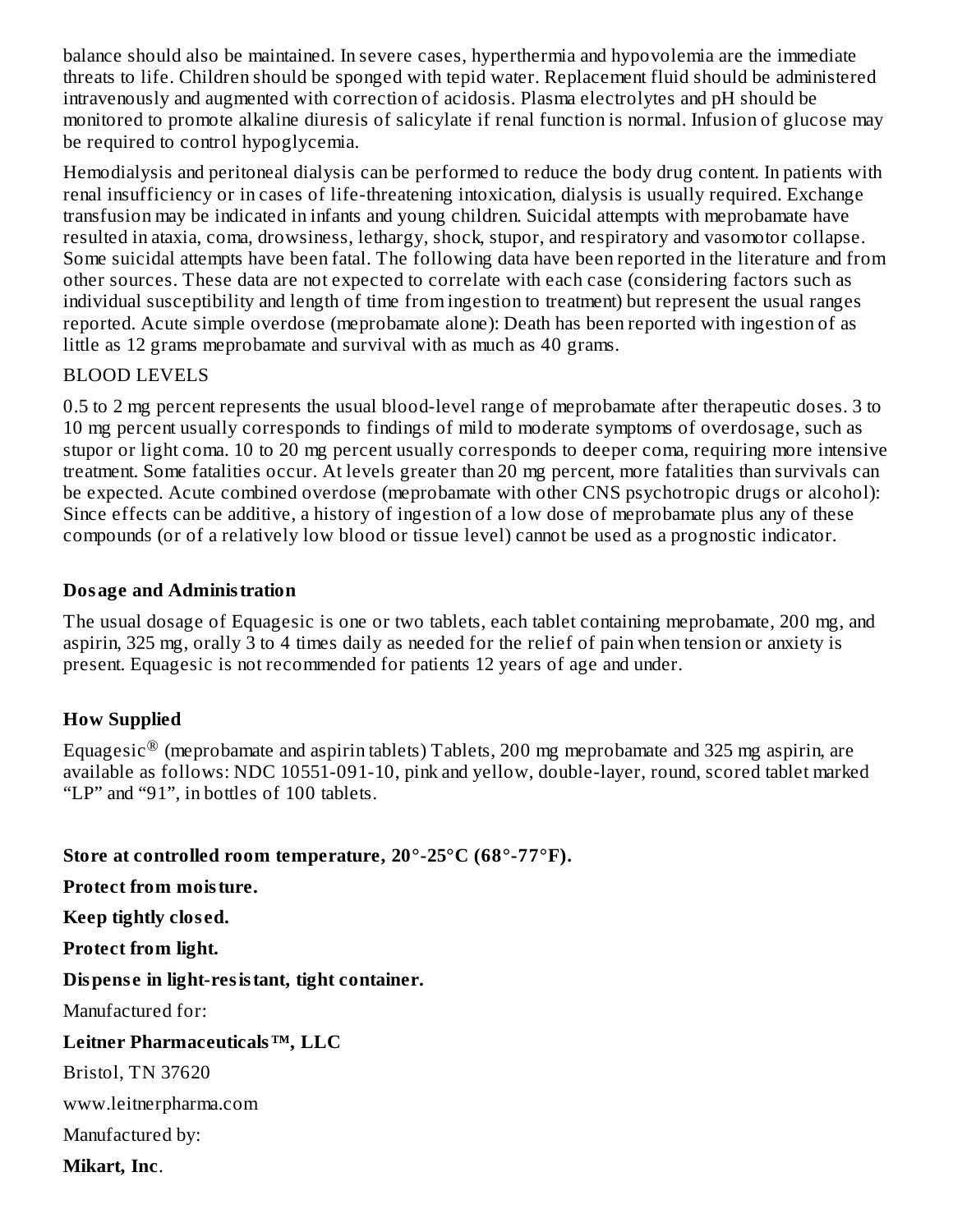balance should also be maintained. In severe cases, hyperthermia and hypovolemia are the immediate threats to life. Children should be sponged with tepid water. Replacement fluid should be administered intravenously and augmented with correction of acidosis. Plasma electrolytes and pH should be monitored to promote alkaline diuresis of salicylate if renal function is normal. Infusion of glucose may be required to control hypoglycemia.

Hemodialysis and peritoneal dialysis can be performed to reduce the body drug content. In patients with renal insufficiency or in cases of life-threatening intoxication, dialysis is usually required. Exchange transfusion may be indicated in infants and young children. Suicidal attempts with meprobamate have resulted in ataxia, coma, drowsiness, lethargy, shock, stupor, and respiratory and vasomotor collapse. Some suicidal attempts have been fatal. The following data have been reported in the literature and from other sources. These data are not expected to correlate with each case (considering factors such as individual susceptibility and length of time from ingestion to treatment) but represent the usual ranges reported. Acute simple overdose (meprobamate alone): Death has been reported with ingestion of as little as 12 grams meprobamate and survival with as much as 40 grams.

BLOOD LEVELS

0.5 to 2 mg percent represents the usual blood-level range of meprobamate after therapeutic doses. 3 to 10 mg percent usually corresponds to findings of mild to moderate symptoms of overdosage, such as stupor or light coma. 10 to 20 mg percent usually corresponds to deeper coma, requiring more intensive treatment. Some fatalities occur. At levels greater than 20 mg percent, more fatalities than survivals can be expected. Acute combined overdose (meprobamate with other CNS psychotropic drugs or alcohol): Since effects can be additive, a history of ingestion of a low dose of meprobamate plus any of these compounds (or of a relatively low blood or tissue level) cannot be used as a prognostic indicator.

## Dosage and Administration

The usual dosage of Equagesic is one or two tablets, each tablet containing meprobamate, 200 mg, and aspirin, 325 mg, orally 3 to 4 times daily as needed for the relief of pain when tension or anxiety is present. Equagesic is not recommended for patients 12 years of age and under.

## How Supplied

Equagesic® (meprobamate and aspirin tablets) Tablets, 200 mg meprobamate and 325 mg aspirin, are available as follows: NDC 10551-091-10, pink and yellow, double-layer, round, scored tablet marked “LP” and “91”, in bottles of 100 tablets.

**Store at controlled room temperature, 20°-25°C (68°-77°F).**

**Protect from moisture.**

**Keep tightly closed.**

**Protect from light.**

**Dispense in light-resistant, tight container.**

Manufactured for:

**Leitner Pharmaceuticals™, LLC**

Bristol, TN 37620

www.leitnerpharma.com

Manufactured by:

**Mikart, Inc**.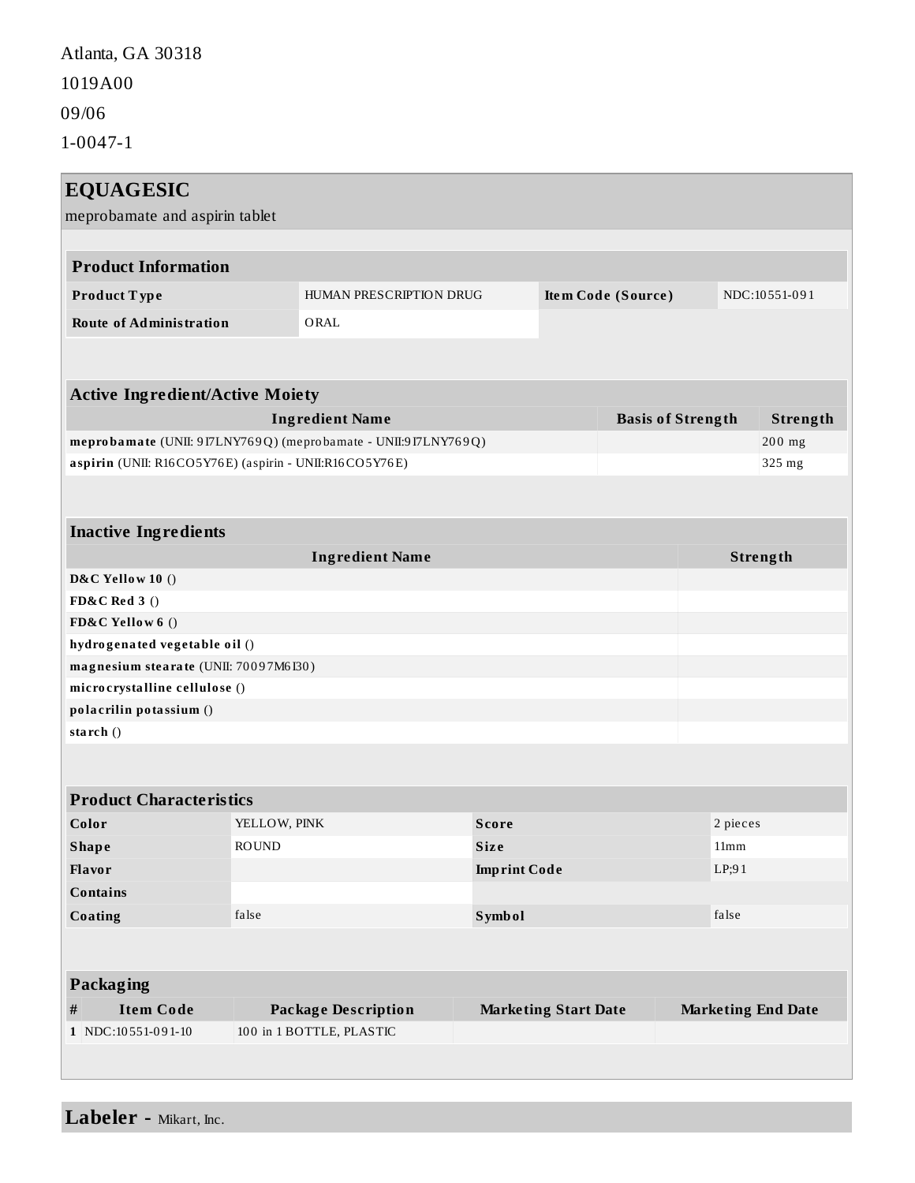Atlanta, GA 30318

1019A00

09/06

1-0047-1

## EQUAGESIC

meprobamate and aspirin tablet

### Product Information

| Product Type | HUMAN PRESCRIPTION DRUG | Item Code (Source) | NDC:10551-091 |
|---|---|---|---|
| Route of Administration | ORAL | | |

### Active Ingredient/Active Moiety

| Ingredient Name | Basis of Strength | Strength |
|---|---|---|
| **meprobamate** (UNII: 9I7LNY769Q) (meprobamate - UNII:9I7LNY769Q) | | 200 mg |
| **aspirin** (UNII: R16CO5Y76E) (aspirin - UNII:R16CO5Y76E) | | 325 mg |

### Inactive Ingredients

| Ingredient Name | Strength |
|---|---|
| **D&C Yellow 10** () | |
| **FD&C Red 3** () | |
| **FD&C Yellow 6** () | |
| **hydrogenated vegetable oil** () | |
| **magnesium stearate** (UNII: 70097M6I30) | |
| **microcrystalline cellulose** () | |
| **polacrilin potassium** () | |
| **starch** () | |

### Product Characteristics

| Color | YELLOW, PINK | Score | 2 pieces |
|---|---|---|---|
| Shape | ROUND | Size | 11mm |
| Flavor | | Imprint Code | LP;91 |
| Contains | | | |
| Coating | false | Symbol | false |

### Packaging

| # | Item Code | Package Description | Marketing Start Date | Marketing End Date |
|---|---|---|---|---|
| 1 | NDC:10551-091-10 | 100 in 1 BOTTLE, PLASTIC | | |

## Labeler - Mikart, Inc.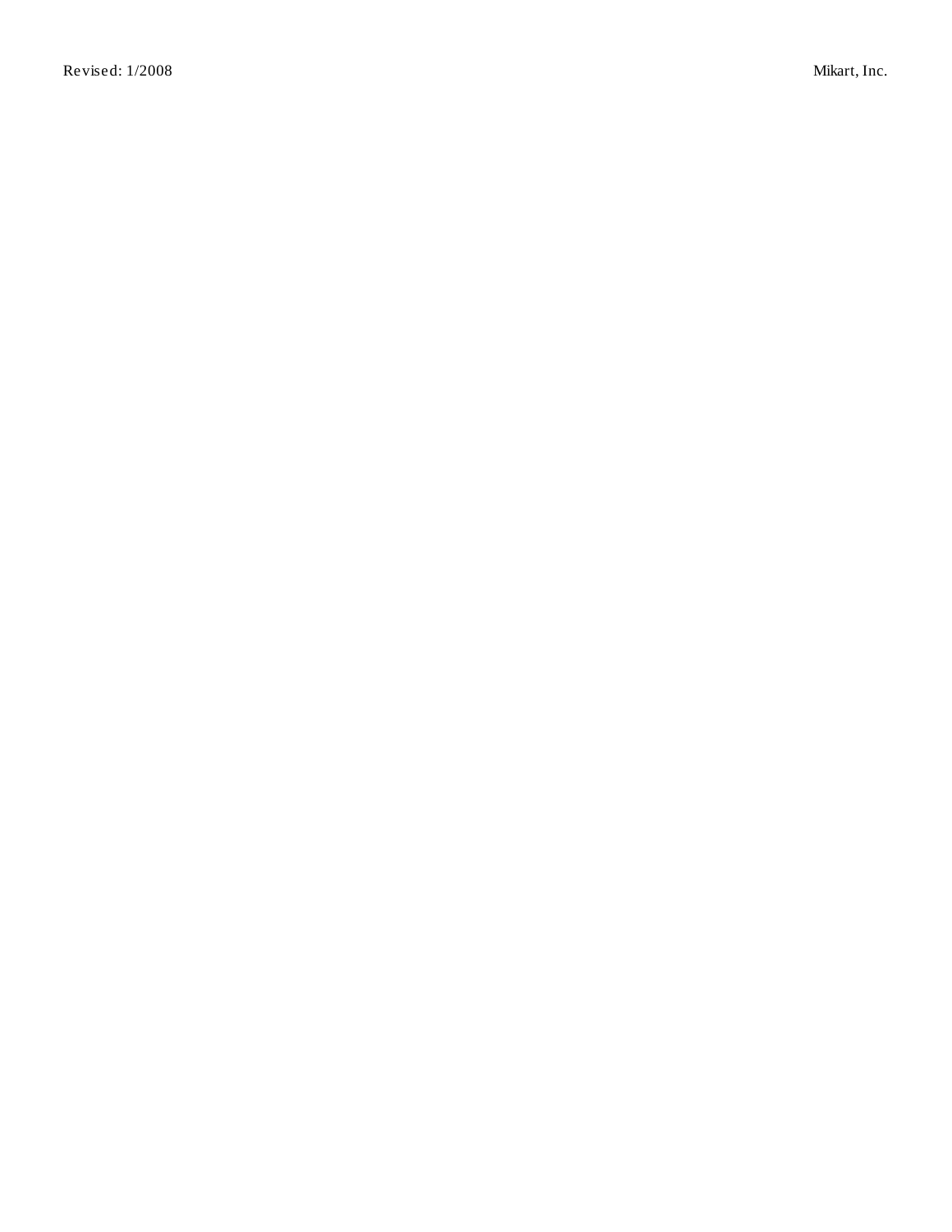Revised: 1/2008

Mikart, Inc.